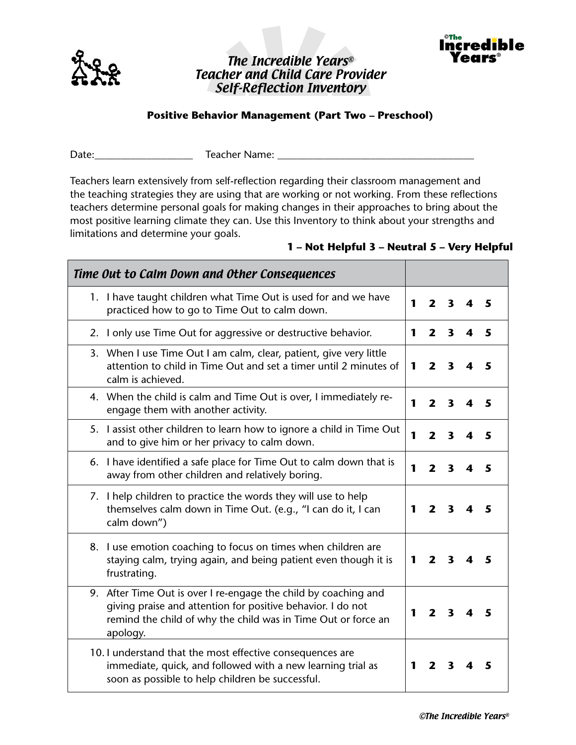# The Incredible Years®
# Teacher and Child Care Provider Self-Reflection Inventory

**Positive Behavior Management (Part Two – Preschool)**

Date:___________________ Teacher Name: ______________________________________

Teachers learn extensively from self-reflection regarding their classroom management and the teaching strategies they are using that are working or not working. From these reflections teachers determine personal goals for making changes in their approaches to bring about the most positive learning climate they can. Use this Inventory to think about your strengths and limitations and determine your goals.

**1 – Not Helpful 3 – Neutral 5 – Very Helpful**

| *Time Out to Calm Down and Other Consequences* | |
|---|---|
| 1. I have taught children what Time Out is used for and we have practiced how to go to Time Out to calm down. | **1 2 3 4 5** |
| 2. I only use Time Out for aggressive or destructive behavior. | **1 2 3 4 5** |
| 3. When I use Time Out I am calm, clear, patient, give very little attention to child in Time Out and set a timer until 2 minutes of calm is achieved. | **1 2 3 4 5** |
| 4. When the child is calm and Time Out is over, I immediately re-engage them with another activity. | **1 2 3 4 5** |
| 5. I assist other children to learn how to ignore a child in Time Out and to give him or her privacy to calm down. | **1 2 3 4 5** |
| 6. I have identified a safe place for Time Out to calm down that is away from other children and relatively boring. | **1 2 3 4 5** |
| 7. I help children to practice the words they will use to help themselves calm down in Time Out. (e.g., "I can do it, I can calm down") | **1 2 3 4 5** |
| 8. I use emotion coaching to focus on times when children are staying calm, trying again, and being patient even though it is frustrating. | **1 2 3 4 5** |
| 9. After Time Out is over I re-engage the child by coaching and giving praise and attention for positive behavior. I do not remind the child of why the child was in Time Out or force an apology. | **1 2 3 4 5** |
| 10. I understand that the most effective consequences are immediate, quick, and followed with a new learning trial as soon as possible to help children be successful. | **1 2 3 4 5** |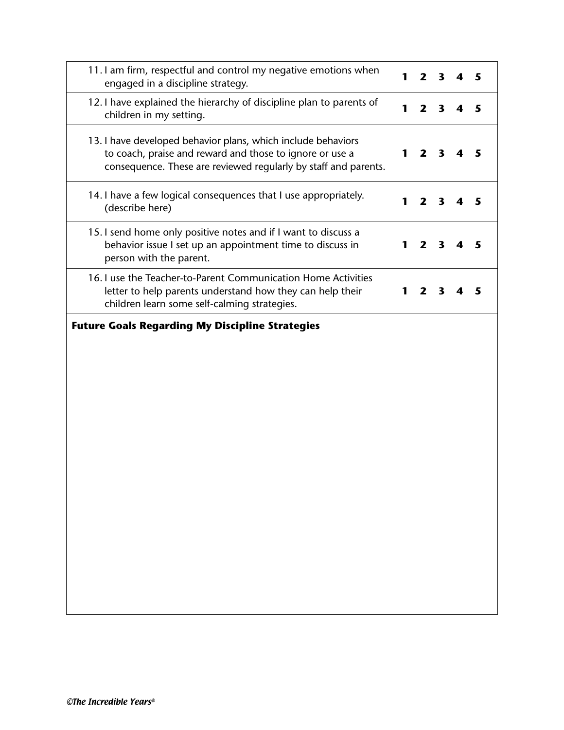| | |
|---|---|
| 11. I am firm, respectful and control my negative emotions when engaged in a discipline strategy. | **1 2 3 4 5** |
| 12. I have explained the hierarchy of discipline plan to parents of children in my setting. | **1 2 3 4 5** |
| 13. I have developed behavior plans, which include behaviors to coach, praise and reward and those to ignore or use a consequence. These are reviewed regularly by staff and parents. | **1 2 3 4 5** |
| 14. I have a few logical consequences that I use appropriately. (describe here) | **1 2 3 4 5** |
| 15. I send home only positive notes and if I want to discuss a behavior issue I set up an appointment time to discuss in person with the parent. | **1 2 3 4 5** |
| 16. I use the Teacher-to-Parent Communication Home Activities letter to help parents understand how they can help their children learn some self-calming strategies. | **1 2 3 4 5** |

**Future Goals Regarding My Discipline Strategies**

*©The Incredible Years®*